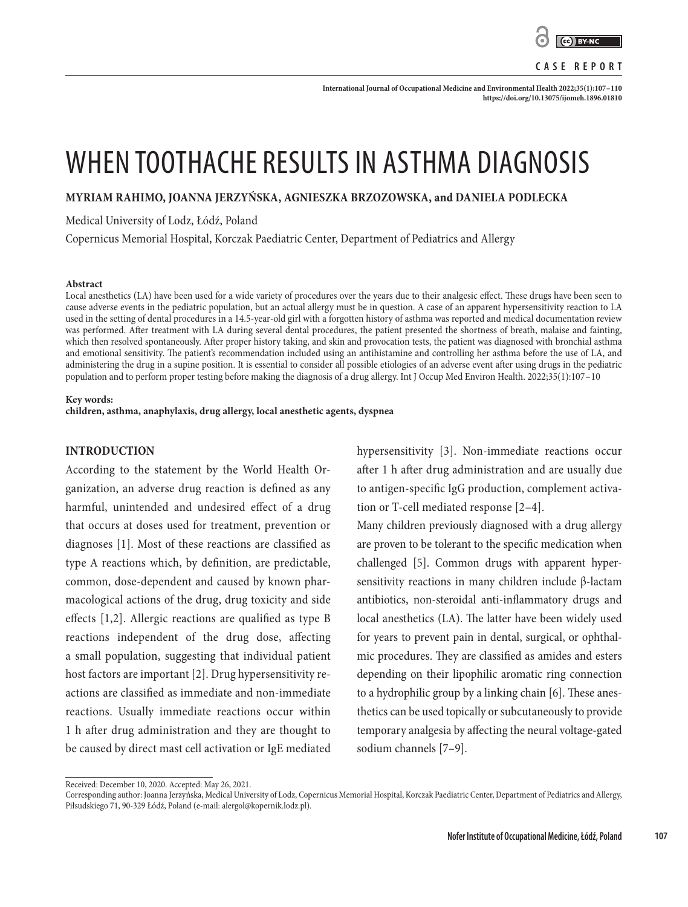CASE REPORT

# WHEN TOOTHACHE RESULTS IN ASTHMA DIAGNOSIS

**MYRIAM RAHIMO, JOANNA JERZYŃSKA, AGNIESZKA BRZOZOWSKA, and DANIELA PODLECKA**

Medical University of Lodz, Łódź, Poland

Copernicus Memorial Hospital, Korczak Paediatric Center, Department of Pediatrics and Allergy

**Abstract**

Local anesthetics (LA) have been used for a wide variety of procedures over the years due to their analgesic effect. These drugs have been seen to cause adverse events in the pediatric population, but an actual allergy must be in question. A case of an apparent hypersensitivity reaction to LA used in the setting of dental procedures in a 14.5-year-old girl with a forgotten history of asthma was reported and medical documentation review was performed. After treatment with LA during several dental procedures, the patient presented the shortness of breath, malaise and fainting, which then resolved spontaneously. After proper history taking, and skin and provocation tests, the patient was diagnosed with bronchial asthma and emotional sensitivity. The patient's recommendation included using an antihistamine and controlling her asthma before the use of LA, and administering the drug in a supine position. It is essential to consider all possible etiologies of an adverse event after using drugs in the pediatric population and to perform proper testing before making the diagnosis of a drug allergy. Int J Occup Med Environ Health. 2022;35(1):107–10

**Key words:**
**children, asthma, anaphylaxis, drug allergy, local anesthetic agents, dyspnea**

## INTRODUCTION

According to the statement by the World Health Organization, an adverse drug reaction is defined as any harmful, unintended and undesired effect of a drug that occurs at doses used for treatment, prevention or diagnoses [1]. Most of these reactions are classified as type A reactions which, by definition, are predictable, common, dose-dependent and caused by known pharmacological actions of the drug, drug toxicity and side effects [1,2]. Allergic reactions are qualified as type B reactions independent of the drug dose, affecting a small population, suggesting that individual patient host factors are important [2]. Drug hypersensitivity reactions are classified as immediate and non-immediate reactions. Usually immediate reactions occur within 1 h after drug administration and they are thought to be caused by direct mast cell activation or IgE mediated hypersensitivity [3]. Non-immediate reactions occur after 1 h after drug administration and are usually due to antigen-specific IgG production, complement activation or T-cell mediated response [2–4].

Many children previously diagnosed with a drug allergy are proven to be tolerant to the specific medication when challenged [5]. Common drugs with apparent hypersensitivity reactions in many children include β-lactam antibiotics, non-steroidal anti-inflammatory drugs and local anesthetics (LA). The latter have been widely used for years to prevent pain in dental, surgical, or ophthalmic procedures. They are classified as amides and esters depending on their lipophilic aromatic ring connection to a hydrophilic group by a linking chain [6]. These anesthetics can be used topically or subcutaneously to provide temporary analgesia by affecting the neural voltage-gated sodium channels [7–9].

Received: December 10, 2020. Accepted: May 26, 2021.
Corresponding author: Joanna Jerzyńska, Medical University of Lodz, Copernicus Memorial Hospital, Korczak Paediatric Center, Department of Pediatrics and Allergy, Piłsudskiego 71, 90-329 Łódź, Poland (e-mail: alergol@kopernik.lodz.pl).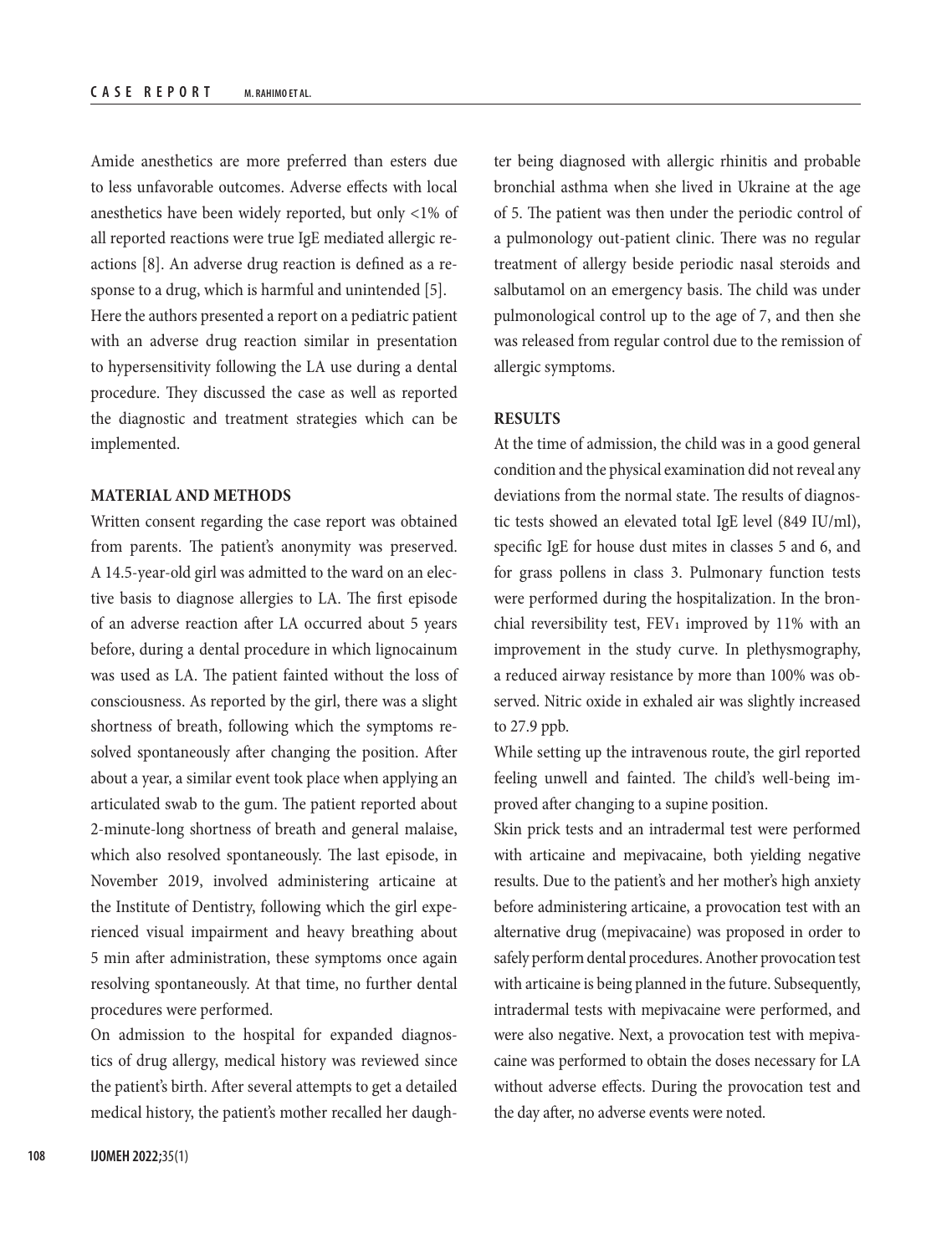Amide anesthetics are more preferred than esters due to less unfavorable outcomes. Adverse effects with local anesthetics have been widely reported, but only <1% of all reported reactions were true IgE mediated allergic reactions [8]. An adverse drug reaction is defined as a response to a drug, which is harmful and unintended [5].

Here the authors presented a report on a pediatric patient with an adverse drug reaction similar in presentation to hypersensitivity following the LA use during a dental procedure. They discussed the case as well as reported the diagnostic and treatment strategies which can be implemented.

## MATERIAL AND METHODS

Written consent regarding the case report was obtained from parents. The patient's anonymity was preserved. A 14.5-year-old girl was admitted to the ward on an elective basis to diagnose allergies to LA. The first episode of an adverse reaction after LA occurred about 5 years before, during a dental procedure in which lignocainum was used as LA. The patient fainted without the loss of consciousness. As reported by the girl, there was a slight shortness of breath, following which the symptoms resolved spontaneously after changing the position. After about a year, a similar event took place when applying an articulated swab to the gum. The patient reported about 2-minute-long shortness of breath and general malaise, which also resolved spontaneously. The last episode, in November 2019, involved administering articaine at the Institute of Dentistry, following which the girl experienced visual impairment and heavy breathing about 5 min after administration, these symptoms once again resolving spontaneously. At that time, no further dental procedures were performed.

On admission to the hospital for expanded diagnostics of drug allergy, medical history was reviewed since the patient's birth. After several attempts to get a detailed medical history, the patient's mother recalled her daughter being diagnosed with allergic rhinitis and probable bronchial asthma when she lived in Ukraine at the age of 5. The patient was then under the periodic control of a pulmonology out-patient clinic. There was no regular treatment of allergy beside periodic nasal steroids and salbutamol on an emergency basis. The child was under pulmonological control up to the age of 7, and then she was released from regular control due to the remission of allergic symptoms.

## RESULTS

At the time of admission, the child was in a good general condition and the physical examination did not reveal any deviations from the normal state. The results of diagnostic tests showed an elevated total IgE level (849 IU/ml), specific IgE for house dust mites in classes 5 and 6, and for grass pollens in class 3. Pulmonary function tests were performed during the hospitalization. In the bronchial reversibility test, $FEV_1$ improved by 11% with an improvement in the study curve. In plethysmography, a reduced airway resistance by more than 100% was observed. Nitric oxide in exhaled air was slightly increased to 27.9 ppb.

While setting up the intravenous route, the girl reported feeling unwell and fainted. The child's well-being improved after changing to a supine position.

Skin prick tests and an intradermal test were performed with articaine and mepivacaine, both yielding negative results. Due to the patient's and her mother's high anxiety before administering articaine, a provocation test with an alternative drug (mepivacaine) was proposed in order to safely perform dental procedures. Another provocation test with articaine is being planned in the future. Subsequently, intradermal tests with mepivacaine were performed, and were also negative. Next, a provocation test with mepivacaine was performed to obtain the doses necessary for LA without adverse effects. During the provocation test and the day after, no adverse events were noted.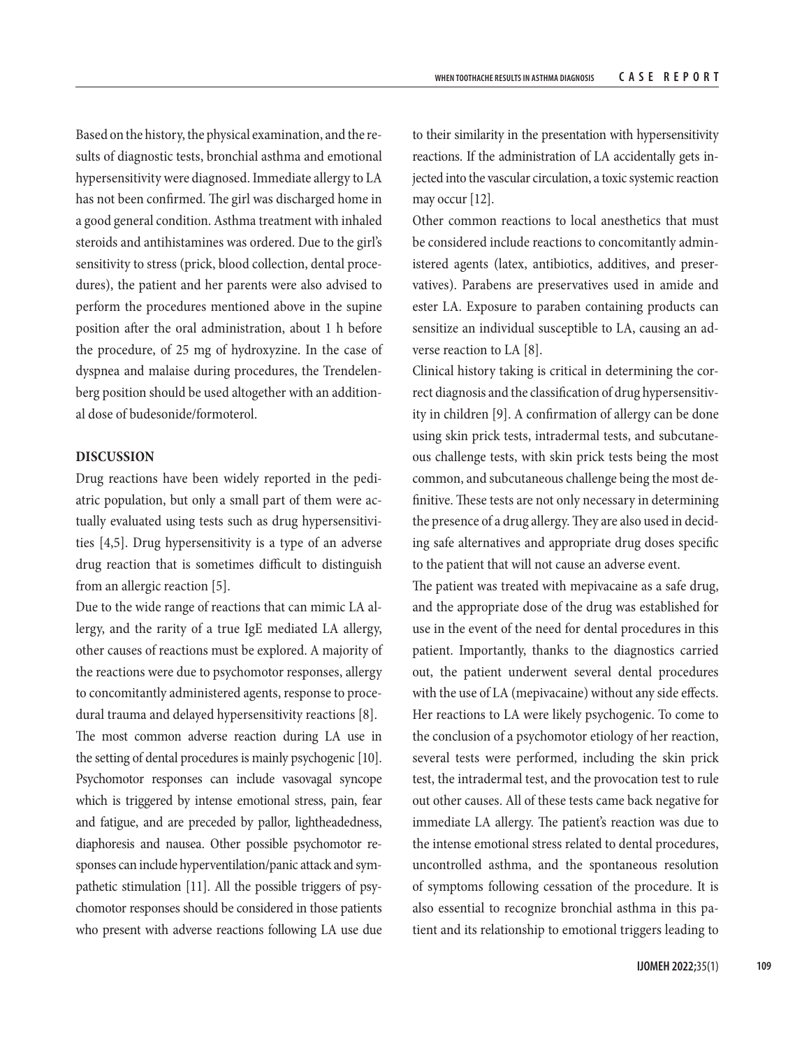Based on the history, the physical examination, and the results of diagnostic tests, bronchial asthma and emotional hypersensitivity were diagnosed. Immediate allergy to LA has not been confirmed. The girl was discharged home in a good general condition. Asthma treatment with inhaled steroids and antihistamines was ordered. Due to the girl's sensitivity to stress (prick, blood collection, dental procedures), the patient and her parents were also advised to perform the procedures mentioned above in the supine position after the oral administration, about 1 h before the procedure, of 25 mg of hydroxyzine. In the case of dyspnea and malaise during procedures, the Trendelenberg position should be used altogether with an additional dose of budesonide/formoterol.

## DISCUSSION

Drug reactions have been widely reported in the pediatric population, but only a small part of them were actually evaluated using tests such as drug hypersensitivities [4,5]. Drug hypersensitivity is a type of an adverse drug reaction that is sometimes difficult to distinguish from an allergic reaction [5].

Due to the wide range of reactions that can mimic LA allergy, and the rarity of a true IgE mediated LA allergy, other causes of reactions must be explored. A majority of the reactions were due to psychomotor responses, allergy to concomitantly administered agents, response to procedural trauma and delayed hypersensitivity reactions [8].

The most common adverse reaction during LA use in the setting of dental procedures is mainly psychogenic [10]. Psychomotor responses can include vasovagal syncope which is triggered by intense emotional stress, pain, fear and fatigue, and are preceded by pallor, lightheadedness, diaphoresis and nausea. Other possible psychomotor responses can include hyperventilation/panic attack and sympathetic stimulation [11]. All the possible triggers of psychomotor responses should be considered in those patients who present with adverse reactions following LA use due to their similarity in the presentation with hypersensitivity reactions. If the administration of LA accidentally gets injected into the vascular circulation, a toxic systemic reaction may occur [12].

Other common reactions to local anesthetics that must be considered include reactions to concomitantly administered agents (latex, antibiotics, additives, and preservatives). Parabens are preservatives used in amide and ester LA. Exposure to paraben containing products can sensitize an individual susceptible to LA, causing an adverse reaction to LA [8].

Clinical history taking is critical in determining the correct diagnosis and the classification of drug hypersensitivity in children [9]. A confirmation of allergy can be done using skin prick tests, intradermal tests, and subcutaneous challenge tests, with skin prick tests being the most common, and subcutaneous challenge being the most definitive. These tests are not only necessary in determining the presence of a drug allergy. They are also used in deciding safe alternatives and appropriate drug doses specific to the patient that will not cause an adverse event.

The patient was treated with mepivacaine as a safe drug, and the appropriate dose of the drug was established for use in the event of the need for dental procedures in this patient. Importantly, thanks to the diagnostics carried out, the patient underwent several dental procedures with the use of LA (mepivacaine) without any side effects. Her reactions to LA were likely psychogenic. To come to the conclusion of a psychomotor etiology of her reaction, several tests were performed, including the skin prick test, the intradermal test, and the provocation test to rule out other causes. All of these tests came back negative for immediate LA allergy. The patient's reaction was due to the intense emotional stress related to dental procedures, uncontrolled asthma, and the spontaneous resolution of symptoms following cessation of the procedure. It is also essential to recognize bronchial asthma in this patient and its relationship to emotional triggers leading to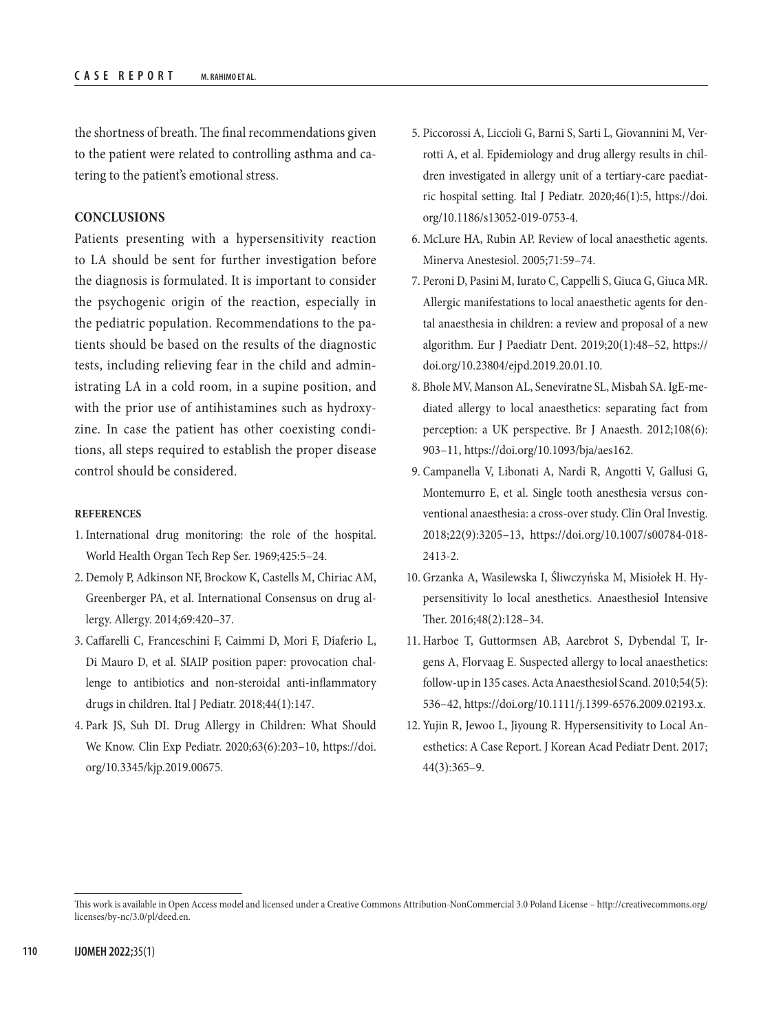the shortness of breath. The final recommendations given to the patient were related to controlling asthma and catering to the patient's emotional stress.

## CONCLUSIONS

Patients presenting with a hypersensitivity reaction to LA should be sent for further investigation before the diagnosis is formulated. It is important to consider the psychogenic origin of the reaction, especially in the pediatric population. Recommendations to the patients should be based on the results of the diagnostic tests, including relieving fear in the child and administrating LA in a cold room, in a supine position, and with the prior use of antihistamines such as hydroxyzine. In case the patient has other coexisting conditions, all steps required to establish the proper disease control should be considered.

### REFERENCES

1. International drug monitoring: the role of the hospital. World Health Organ Tech Rep Ser. 1969;425:5–24.
2. Demoly P, Adkinson NF, Brockow K, Castells M, Chiriac AM, Greenberger PA, et al. International Consensus on drug allergy. Allergy. 2014;69:420–37.
3. Caffarelli C, Franceschini F, Caimmi D, Mori F, Diaferio L, Di Mauro D, et al. SIAIP position paper: provocation challenge to antibiotics and non-steroidal anti-inflammatory drugs in children. Ital J Pediatr. 2018;44(1):147.
4. Park JS, Suh DI. Drug Allergy in Children: What Should We Know. Clin Exp Pediatr. 2020;63(6):203–10, https://doi.org/10.3345/kjp.2019.00675.
5. Piccorossi A, Liccioli G, Barni S, Sarti L, Giovannini M, Verrotti A, et al. Epidemiology and drug allergy results in children investigated in allergy unit of a tertiary-care paediatric hospital setting. Ital J Pediatr. 2020;46(1):5, https://doi.org/10.1186/s13052-019-0753-4.
6. McLure HA, Rubin AP. Review of local anaesthetic agents. Minerva Anestesiol. 2005;71:59–74.
7. Peroni D, Pasini M, Iurato C, Cappelli S, Giuca G, Giuca MR. Allergic manifestations to local anaesthetic agents for dental anaesthesia in children: a review and proposal of a new algorithm. Eur J Paediatr Dent. 2019;20(1):48–52, https://doi.org/10.23804/ejpd.2019.20.01.10.
8. Bhole MV, Manson AL, Seneviratne SL, Misbah SA. IgE-mediated allergy to local anaesthetics: separating fact from perception: a UK perspective. Br J Anaesth. 2012;108(6): 903–11, https://doi.org/10.1093/bja/aes162.
9. Campanella V, Libonati A, Nardi R, Angotti V, Gallusi G, Montemurro E, et al. Single tooth anesthesia versus conventional anaesthesia: a cross-over study. Clin Oral Investig. 2018;22(9):3205–13, https://doi.org/10.1007/s00784-018-2413-2.
10. Grzanka A, Wasilewska I, Śliwczyńska M, Misiołek H. Hypersensitivity lo local anesthetics. Anaesthesiol Intensive Ther. 2016;48(2):128–34.
11. Harboe T, Guttormsen AB, Aarebrot S, Dybendal T, Irgens A, Florvaag E. Suspected allergy to local anaesthetics: follow-up in 135 cases. Acta Anaesthesiol Scand. 2010;54(5): 536–42, https://doi.org/10.1111/j.1399-6576.2009.02193.x.
12. Yujin R, Jewoo L, Jiyoung R. Hypersensitivity to Local Anesthetics: A Case Report. J Korean Acad Pediatr Dent. 2017; 44(3):365–9.

This work is available in Open Access model and licensed under a Creative Commons Attribution-NonCommercial 3.0 Poland License – http://creativecommons.org/licenses/by-nc/3.0/pl/deed.en.